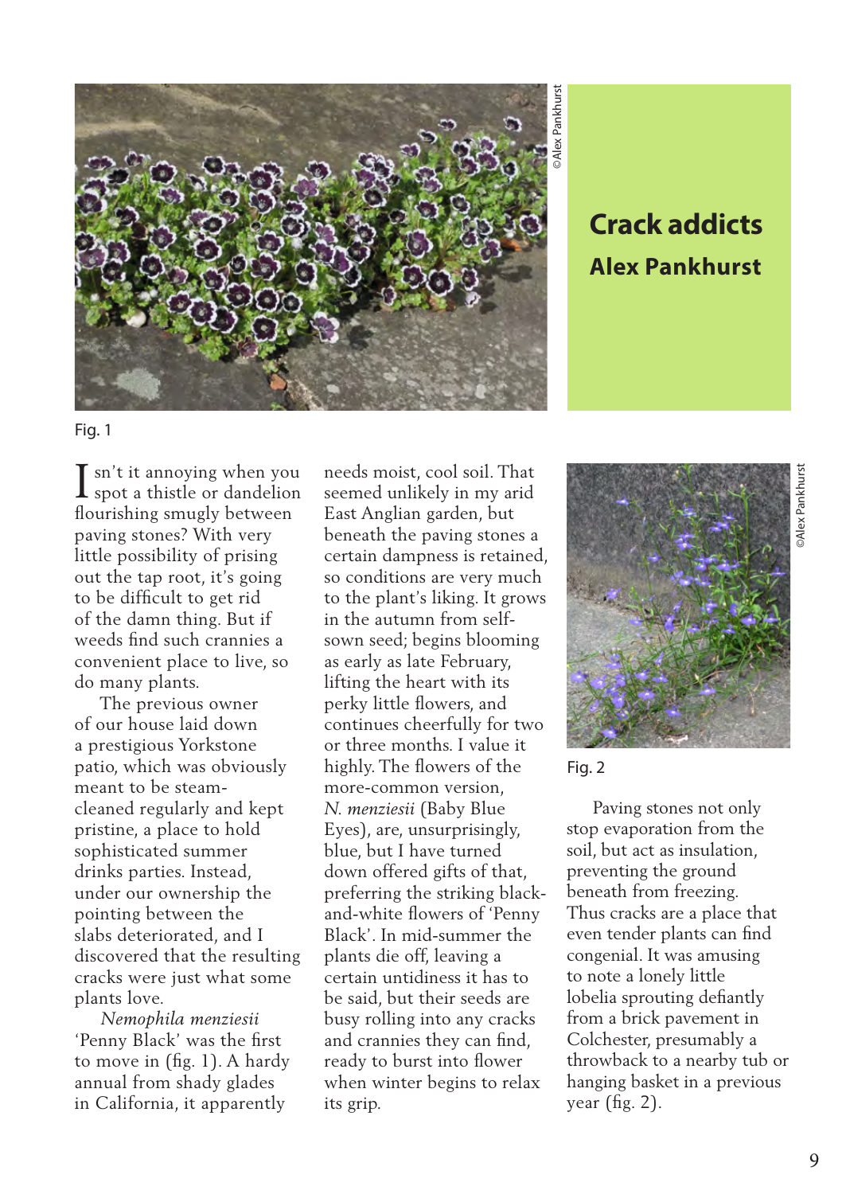# Crack addicts

## Alex Pankhurst

©Alex Pankhurst

Fig. 1

Isn't it annoying when you spot a thistle or dandelion flourishing smugly between paving stones? With very little possibility of prising out the tap root, it's going to be difficult to get rid of the damn thing. But if weeds find such crannies a convenient place to live, so do many plants.

The previous owner of our house laid down a prestigious Yorkstone patio, which was obviously meant to be steam-cleaned regularly and kept pristine, a place to hold sophisticated summer drinks parties. Instead, under our ownership the pointing between the slabs deteriorated, and I discovered that the resulting cracks were just what some plants love.

*Nemophila menziesii* 'Penny Black' was the first to move in (fig. 1). A hardy annual from shady glades in California, it apparently needs moist, cool soil. That seemed unlikely in my arid East Anglian garden, but beneath the paving stones a certain dampness is retained, so conditions are very much to the plant's liking. It grows in the autumn from self-sown seed; begins blooming as early as late February, lifting the heart with its perky little flowers, and continues cheerfully for two or three months. I value it highly. The flowers of the more-common version, *N. menziesii* (Baby Blue Eyes), are, unsurprisingly, blue, but I have turned down offered gifts of that, preferring the striking black-and-white flowers of 'Penny Black'. In mid-summer the plants die off, leaving a certain untidiness it has to be said, but their seeds are busy rolling into any cracks and crannies they can find, ready to burst into flower when winter begins to relax its grip.

©Alex Pankhurst

Fig. 2

Paving stones not only stop evaporation from the soil, but act as insulation, preventing the ground beneath from freezing. Thus cracks are a place that even tender plants can find congenial. It was amusing to note a lonely little lobelia sprouting defiantly from a brick pavement in Colchester, presumably a throwback to a nearby tub or hanging basket in a previous year (fig. 2).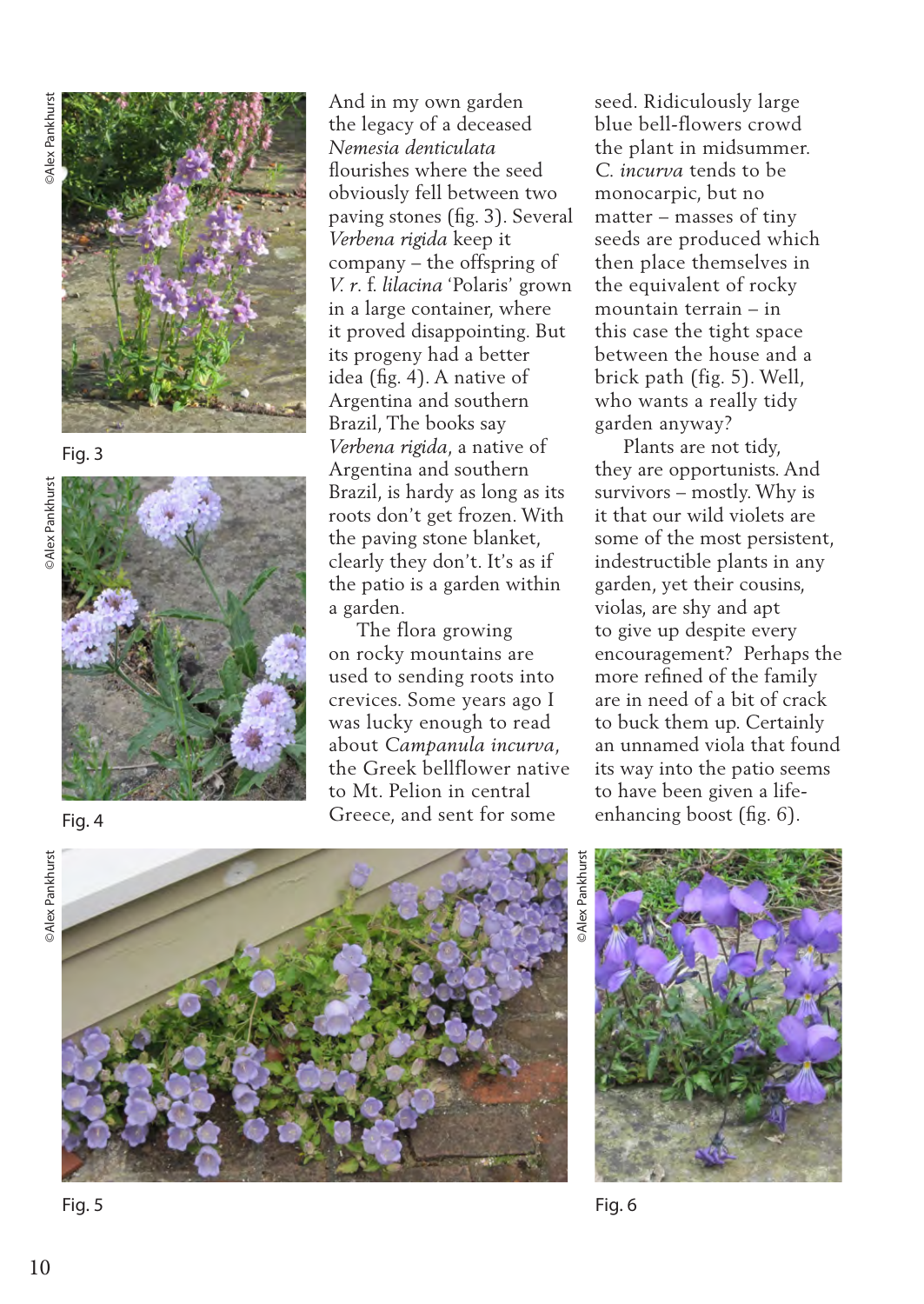And in my own garden the legacy of a deceased *Nemesia denticulata* flourishes where the seed obviously fell between two paving stones (fig. 3). Several *Verbena rigida* keep it company – the offspring of *V. r.* f. *lilacina* 'Polaris' grown in a large container, where it proved disappointing. But its progeny had a better idea (fig. 4). A native of Argentina and southern Brazil, The books say *Verbena rigida*, a native of Argentina and southern Brazil, is hardy as long as its roots don't get frozen. With the paving stone blanket, clearly they don't. It's as if the patio is a garden within a garden.

The flora growing on rocky mountains are used to sending roots into crevices. Some years ago I was lucky enough to read about *Campanula incurva*, the Greek bellflower native to Mt. Pelion in central Greece, and sent for some seed. Ridiculously large blue bell-flowers crowd the plant in midsummer. *C. incurva* tends to be monocarpic, but no matter – masses of tiny seeds are produced which then place themselves in the equivalent of rocky mountain terrain – in this case the tight space between the house and a brick path (fig. 5). Well, who wants a really tidy garden anyway?

Plants are not tidy, they are opportunists. And survivors – mostly. Why is it that our wild violets are some of the most persistent, indestructible plants in any garden, yet their cousins, violas, are shy and apt to give up despite every encouragement? Perhaps the more refined of the family are in need of a bit of crack to buck them up. Certainly an unnamed viola that found its way into the patio seems to have been given a life-enhancing boost (fig. 6).

©Alex Pankhurst

Fig. 3

©Alex Pankhurst

Fig. 4

©Alex Pankhurst

Fig. 5

©Alex Pankhurst

Fig. 6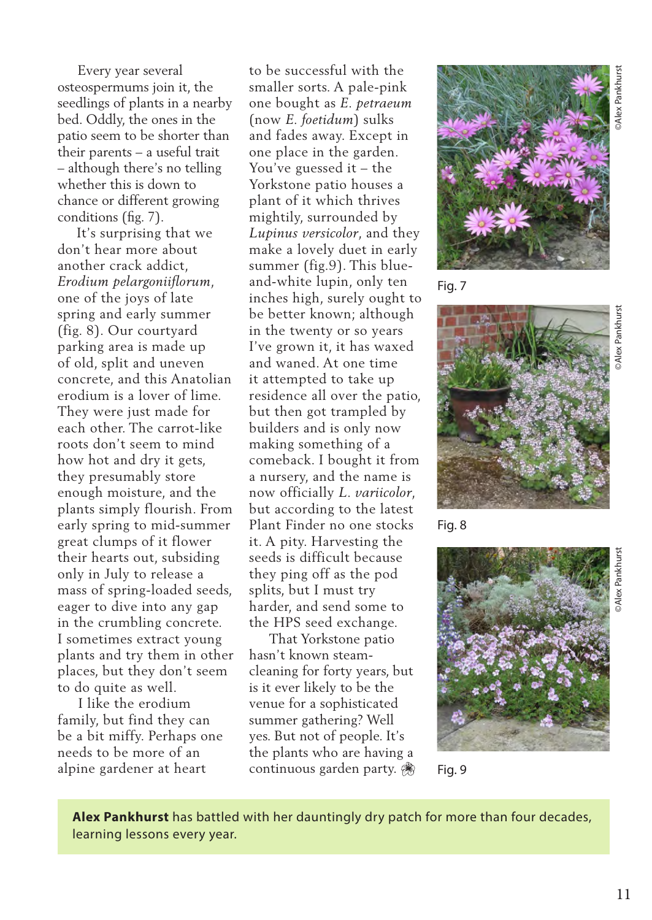Every year several osteospermums join it, the seedlings of plants in a nearby bed. Oddly, the ones in the patio seem to be shorter than their parents – a useful trait – although there's no telling whether this is down to chance or different growing conditions (fig. 7).

It's surprising that we don't hear more about another crack addict, *Erodium pelargoniiflorum*, one of the joys of late spring and early summer (fig. 8). Our courtyard parking area is made up of old, split and uneven concrete, and this Anatolian erodium is a lover of lime. They were just made for each other. The carrot-like roots don't seem to mind how hot and dry it gets, they presumably store enough moisture, and the plants simply flourish. From early spring to mid-summer great clumps of it flower their hearts out, subsiding only in July to release a mass of spring-loaded seeds, eager to dive into any gap in the crumbling concrete. I sometimes extract young plants and try them in other places, but they don't seem to do quite as well.

I like the erodium family, but find they can be a bit miffy. Perhaps one needs to be more of an alpine gardener at heart to be successful with the smaller sorts. A pale-pink one bought as *E. petraeum* (now *E. foetidum*) sulks and fades away. Except in one place in the garden. You've guessed it – the Yorkstone patio houses a plant of it which thrives mightily, surrounded by *Lupinus versicolor*, and they make a lovely duet in early summer (fig.9). This blue-and-white lupin, only ten inches high, surely ought to be better known; although in the twenty or so years I've grown it, it has waxed and waned. At one time it attempted to take up residence all over the patio, but then got trampled by builders and is only now making something of a comeback. I bought it from a nursery, and the name is now officially *L. variicolor*, but according to the latest Plant Finder no one stocks it. A pity. Harvesting the seeds is difficult because they ping off as the pod splits, but I must try harder, and send some to the HPS seed exchange.

That Yorkstone patio hasn't known steam-cleaning for forty years, but is it ever likely to be the venue for a sophisticated summer gathering? Well yes. But not of people. It's the plants who are having a continuous garden party.

©Alex Pankhurst

Fig. 7

©Alex Pankhurst

Fig. 8

©Alex Pankhurst

Fig. 9

**Alex Pankhurst** has battled with her dauntingly dry patch for more than four decades, learning lessons every year.